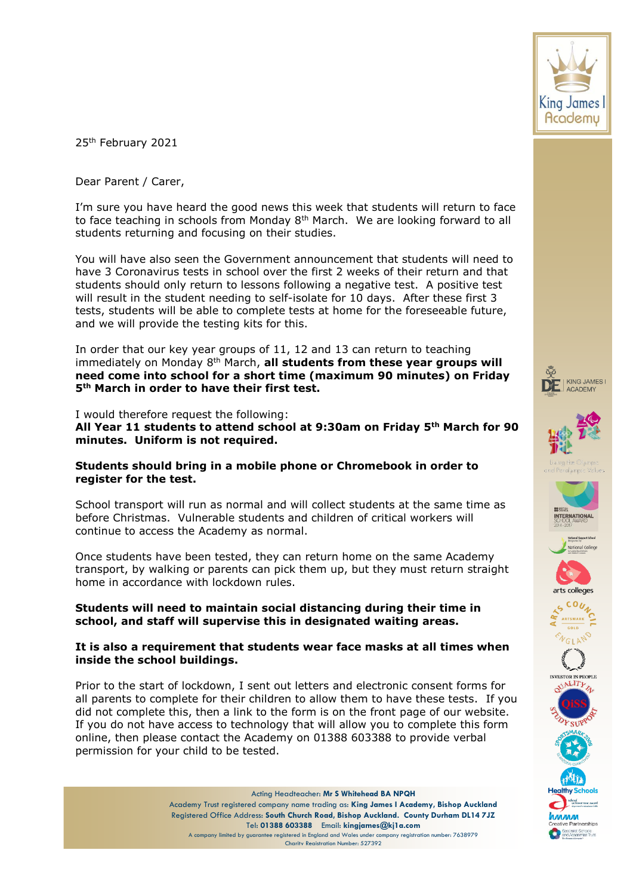25th February 2021

Dear Parent / Carer,

I'm sure you have heard the good news this week that students will return to face to face teaching in schools from Monday 8th March. We are looking forward to all students returning and focusing on their studies.

You will have also seen the Government announcement that students will need to have 3 Coronavirus tests in school over the first 2 weeks of their return and that students should only return to lessons following a negative test. A positive test will result in the student needing to self-isolate for 10 days. After these first 3 tests, students will be able to complete tests at home for the foreseeable future, and we will provide the testing kits for this.

In order that our key year groups of 11, 12 and 13 can return to teaching immediately on Monday 8th March, **all students from these year groups will need come into school for a short time (maximum 90 minutes) on Friday 5th March in order to have their first test.**

I would therefore request the following:
**All Year 11 students to attend school at 9:30am on Friday 5th March for 90 minutes. Uniform is not required.**

**Students should bring in a mobile phone or Chromebook in order to register for the test.**

School transport will run as normal and will collect students at the same time as before Christmas. Vulnerable students and children of critical workers will continue to access the Academy as normal.

Once students have been tested, they can return home on the same Academy transport, by walking or parents can pick them up, but they must return straight home in accordance with lockdown rules.

**Students will need to maintain social distancing during their time in school, and staff will supervise this in designated waiting areas.**

**It is also a requirement that students wear face masks at all times when inside the school buildings.**

Prior to the start of lockdown, I sent out letters and electronic consent forms for all parents to complete for their children to allow them to have these tests. If you did not complete this, then a link to the form is on the front page of our website. If you do not have access to technology that will allow you to complete this form online, then please contact the Academy on 01388 603388 to provide verbal permission for your child to be tested.

Acting Headteacher: **Mr S Whitehead BA NPQH**
Academy Trust registered company name trading as: **King James I Academy, Bishop Auckland**
Registered Office Address: **South Church Road, Bishop Auckland. County Durham DL14 7JZ**
Tel: **01388 603388** Email: **kingjames@kj1a.com**
A company limited by guarantee registered in England and Wales under company registration number: 7638979
Charity Registration Number: 527392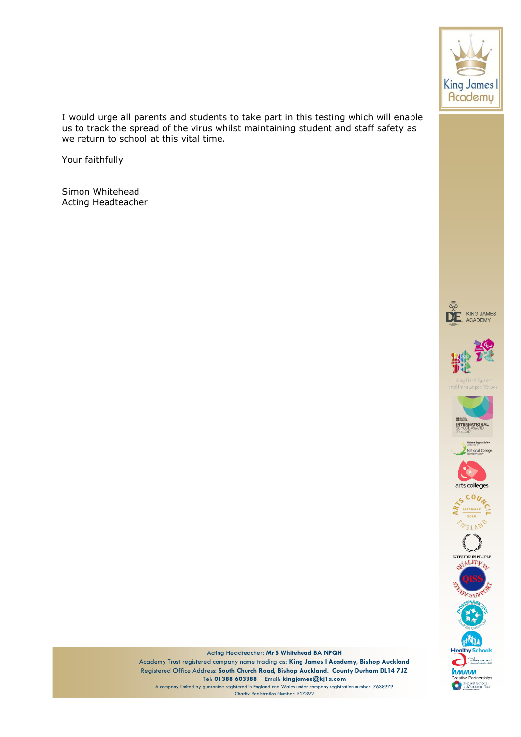I would urge all parents and students to take part in this testing which will enable us to track the spread of the virus whilst maintaining student and staff safety as we return to school at this vital time.

Your faithfully

Simon Whitehead
Acting Headteacher

Acting Headteacher: **Mr S Whitehead BA NPQH**
Academy Trust registered company name trading as: **King James I Academy, Bishop Auckland**
Registered Office Address: **South Church Road, Bishop Auckland. County Durham DL14 7JZ**
Tel: **01388 603388** Email: **kingjames@kj1a.com**
A company limited by guarantee registered in England and Wales under company registration number: 7638979
Charity Registration Number: 527392